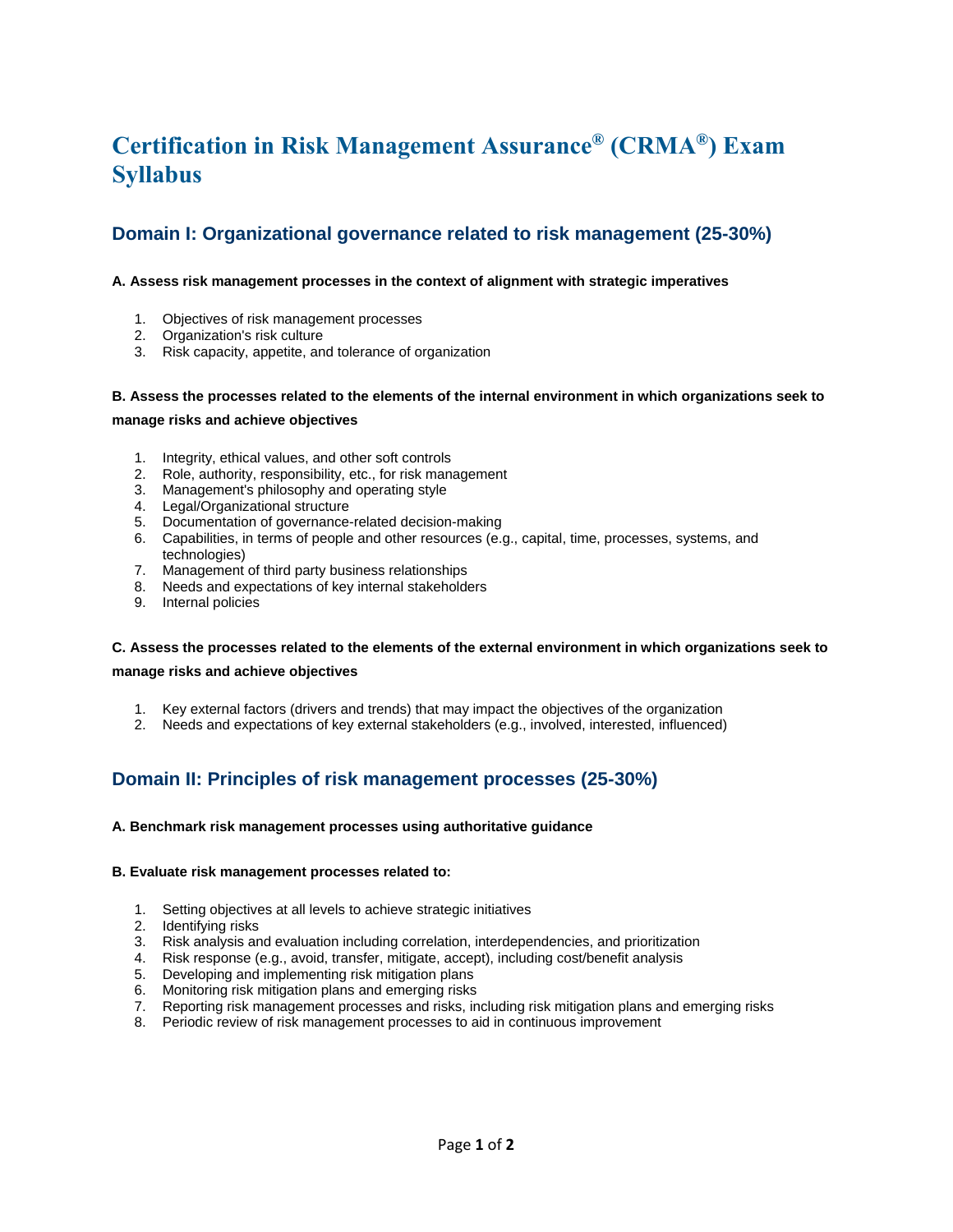# Certification in Risk Management Assurance® (CRMA®) Exam Syllabus

## Domain I: Organizational governance related to risk management (25-30%)

**A. Assess risk management processes in the context of alignment with strategic imperatives**

1. Objectives of risk management processes
2. Organization's risk culture
3. Risk capacity, appetite, and tolerance of organization

**B. Assess the processes related to the elements of the internal environment in which organizations seek to manage risks and achieve objectives**

1. Integrity, ethical values, and other soft controls
2. Role, authority, responsibility, etc., for risk management
3. Management's philosophy and operating style
4. Legal/Organizational structure
5. Documentation of governance-related decision-making
6. Capabilities, in terms of people and other resources (e.g., capital, time, processes, systems, and technologies)
7. Management of third party business relationships
8. Needs and expectations of key internal stakeholders
9. Internal policies

**C. Assess the processes related to the elements of the external environment in which organizations seek to manage risks and achieve objectives**

1. Key external factors (drivers and trends) that may impact the objectives of the organization
2. Needs and expectations of key external stakeholders (e.g., involved, interested, influenced)

## Domain II: Principles of risk management processes (25-30%)

**A. Benchmark risk management processes using authoritative guidance**

**B. Evaluate risk management processes related to:**

1. Setting objectives at all levels to achieve strategic initiatives
2. Identifying risks
3. Risk analysis and evaluation including correlation, interdependencies, and prioritization
4. Risk response (e.g., avoid, transfer, mitigate, accept), including cost/benefit analysis
5. Developing and implementing risk mitigation plans
6. Monitoring risk mitigation plans and emerging risks
7. Reporting risk management processes and risks, including risk mitigation plans and emerging risks
8. Periodic review of risk management processes to aid in continuous improvement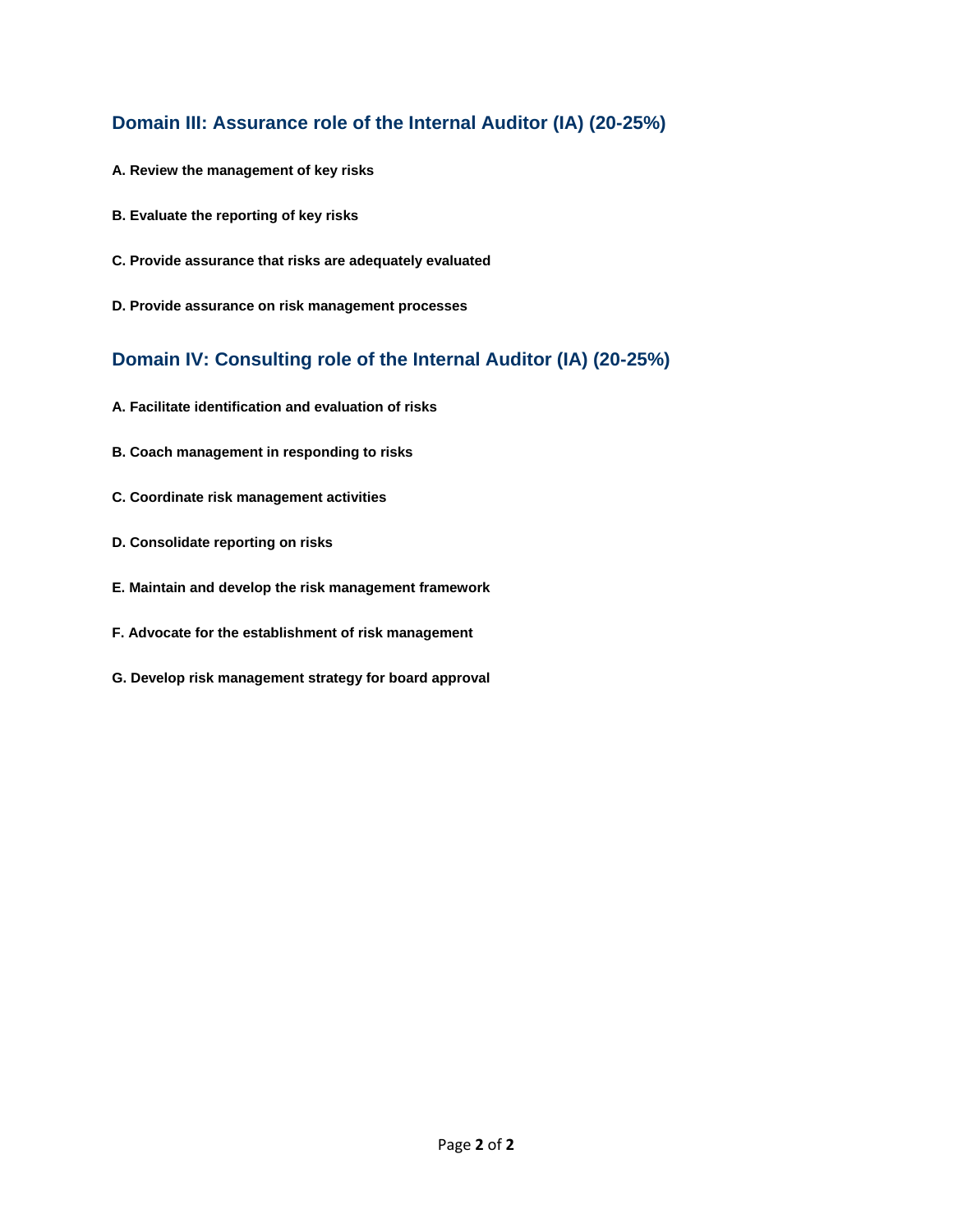## Domain III: Assurance role of the Internal Auditor (IA) (20-25%)

**A. Review the management of key risks**

**B. Evaluate the reporting of key risks**

**C. Provide assurance that risks are adequately evaluated**

**D. Provide assurance on risk management processes**

## Domain IV: Consulting role of the Internal Auditor (IA) (20-25%)

**A. Facilitate identification and evaluation of risks**

**B. Coach management in responding to risks**

**C. Coordinate risk management activities**

**D. Consolidate reporting on risks**

**E. Maintain and develop the risk management framework**

**F. Advocate for the establishment of risk management**

**G. Develop risk management strategy for board approval**